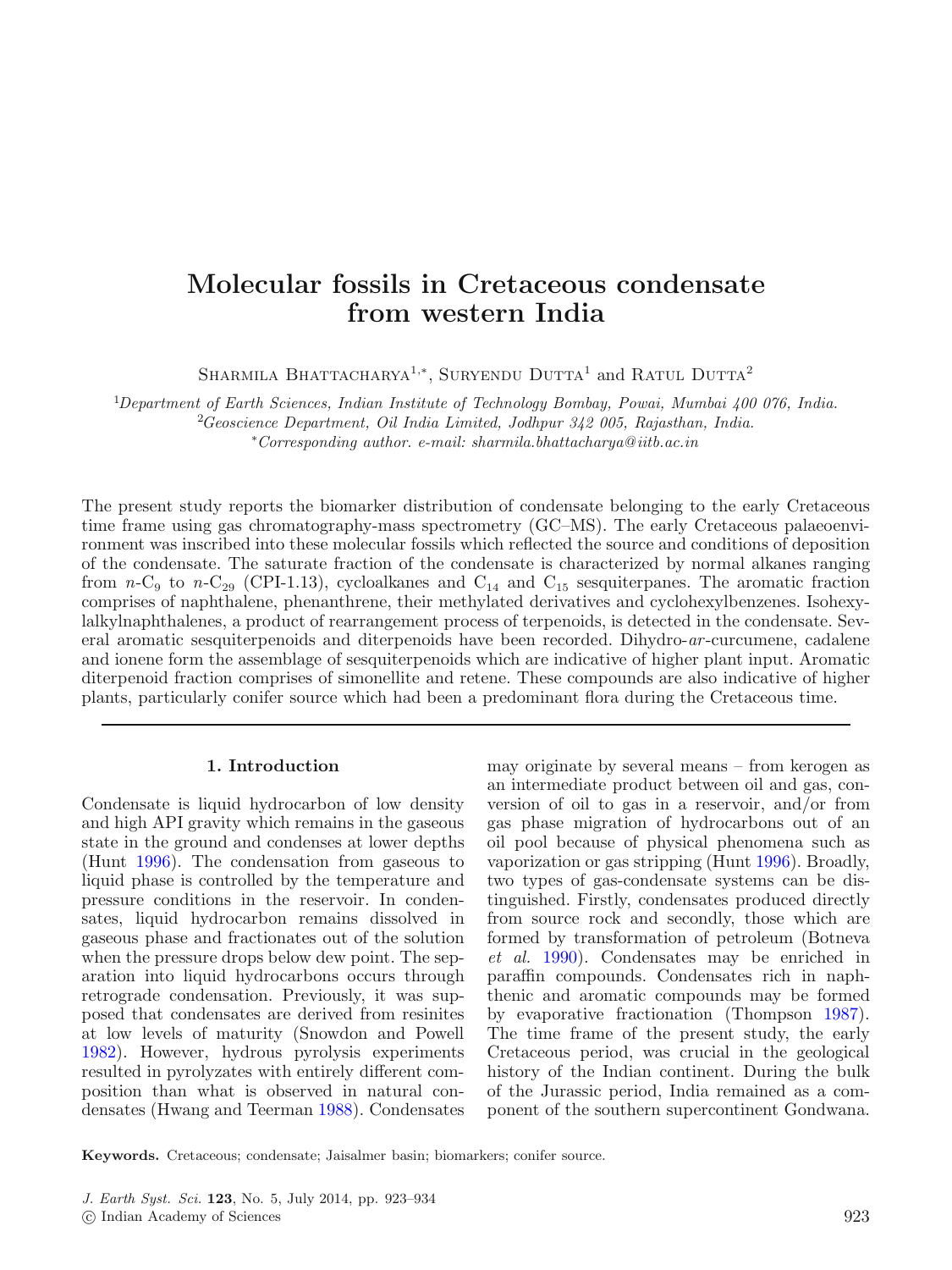# Molecular fossils in Cretaceous condensate from western India

Sharmila Bhattacharya[1,*], Suryendu Dutta[1] and Ratul Dutta[2]

[1]*Department of Earth Sciences, Indian Institute of Technology Bombay, Powai, Mumbai 400 076, India.*
[2]*Geoscience Department, Oil India Limited, Jodhpur 342 005, Rajasthan, India.*
[*]*Corresponding author. e-mail: sharmila.bhattacharya@iitb.ac.in*

The present study reports the biomarker distribution of condensate belonging to the early Cretaceous time frame using gas chromatography-mass spectrometry (GC–MS). The early Cretaceous palaeoenvironment was inscribed into these molecular fossils which reflected the source and conditions of deposition of the condensate. The saturate fraction of the condensate is characterized by normal alkanes ranging from $n$-$C_9$ to $n$-$C_{29}$ (CPI-1.13), cycloalkanes and $C_{14}$ and $C_{15}$ sesquiterpanes. The aromatic fraction comprises of naphthalene, phenanthrene, their methylated derivatives and cyclohexylbenzenes. Isohexylalkylnaphthalenes, a product of rearrangement process of terpenoids, is detected in the condensate. Several aromatic sesquiterpenoids and diterpenoids have been recorded. Dihydro-*ar*-curcumene, cadalene and ionene form the assemblage of sesquiterpenoids which are indicative of higher plant input. Aromatic diterpenoid fraction comprises of simonellite and retene. These compounds are also indicative of higher plants, particularly conifer source which had been a predominant flora during the Cretaceous time.

## 1. Introduction

Condensate is liquid hydrocarbon of low density and high API gravity which remains in the gaseous state in the ground and condenses at lower depths (Hunt 1996). The condensation from gaseous to liquid phase is controlled by the temperature and pressure conditions in the reservoir. In condensates, liquid hydrocarbon remains dissolved in gaseous phase and fractionates out of the solution when the pressure drops below dew point. The separation into liquid hydrocarbons occurs through retrograde condensation. Previously, it was supposed that condensates are derived from resinites at low levels of maturity (Snowdon and Powell 1982). However, hydrous pyrolysis experiments resulted in pyrolyzates with entirely different composition than what is observed in natural condensates (Hwang and Teerman 1988). Condensates may originate by several means – from kerogen as an intermediate product between oil and gas, conversion of oil to gas in a reservoir, and/or from gas phase migration of hydrocarbons out of an oil pool because of physical phenomena such as vaporization or gas stripping (Hunt 1996). Broadly, two types of gas-condensate systems can be distinguished. Firstly, condensates produced directly from source rock and secondly, those which are formed by transformation of petroleum (Botneva *et al.* 1990). Condensates may be enriched in paraffin compounds. Condensates rich in naphthenic and aromatic compounds may be formed by evaporative fractionation (Thompson 1987). The time frame of the present study, the early Cretaceous period, was crucial in the geological history of the Indian continent. During the bulk of the Jurassic period, India remained as a component of the southern supercontinent Gondwana.

**Keywords.** Cretaceous; condensate; Jaisalmer basin; biomarkers; conifer source.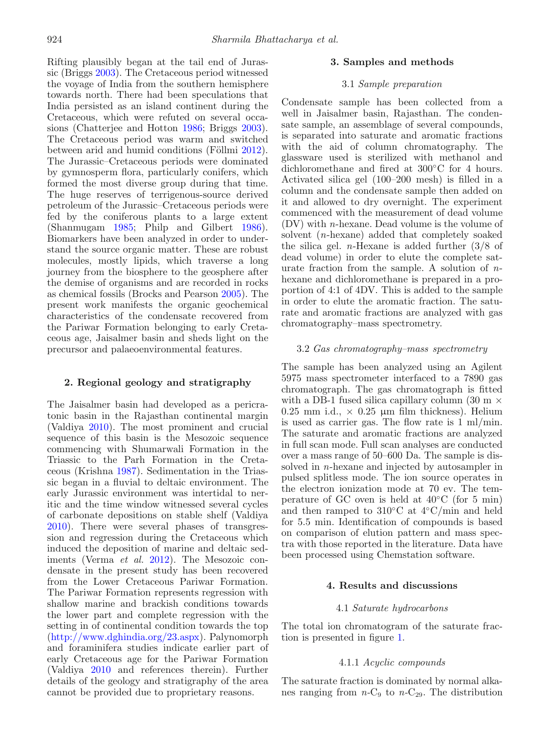Rifting plausibly began at the tail end of Jurassic (Briggs 2003). The Cretaceous period witnessed the voyage of India from the southern hemisphere towards north. There had been speculations that India persisted as an island continent during the Cretaceous, which were refuted on several occasions (Chatterjee and Hotton 1986; Briggs 2003). The Cretaceous period was warm and switched between arid and humid conditions (Föllmi 2012). The Jurassic–Cretaceous periods were dominated by gymnosperm flora, particularly conifers, which formed the most diverse group during that time. The huge reserves of terrigenous-source derived petroleum of the Jurassic–Cretaceous periods were fed by the coniferous plants to a large extent (Shanmugam 1985; Philp and Gilbert 1986). Biomarkers have been analyzed in order to understand the source organic matter. These are robust molecules, mostly lipids, which traverse a long journey from the biosphere to the geosphere after the demise of organisms and are recorded in rocks as chemical fossils (Brocks and Pearson 2005). The present work manifests the organic geochemical characteristics of the condensate recovered from the Pariwar Formation belonging to early Cretaceous age, Jaisalmer basin and sheds light on the precursor and palaeoenvironmental features.

## 2. Regional geology and stratigraphy

The Jaisalmer basin had developed as a pericratonic basin in the Rajasthan continental margin (Valdiya 2010). The most prominent and crucial sequence of this basin is the Mesozoic sequence commencing with Shumarwali Formation in the Triassic to the Parh Formation in the Cretaceous (Krishna 1987). Sedimentation in the Triassic began in a fluvial to deltaic environment. The early Jurassic environment was intertidal to neritic and the time window witnessed several cycles of carbonate depositions on stable shelf (Valdiya 2010). There were several phases of transgression and regression during the Cretaceous which induced the deposition of marine and deltaic sediments (Verma *et al.* 2012). The Mesozoic condensate in the present study has been recovered from the Lower Cretaceous Pariwar Formation. The Pariwar Formation represents regression with shallow marine and brackish conditions towards the lower part and complete regression with the setting in of continental condition towards the top (http://www.dghindia.org/23.aspx). Palynomorph and foraminifera studies indicate earlier part of early Cretaceous age for the Pariwar Formation (Valdiya 2010 and references therein). Further details of the geology and stratigraphy of the area cannot be provided due to proprietary reasons.

## 3. Samples and methods

### 3.1 *Sample preparation*

Condensate sample has been collected from a well in Jaisalmer basin, Rajasthan. The condensate sample, an assemblage of several compounds, is separated into saturate and aromatic fractions with the aid of column chromatography. The glassware used is sterilized with methanol and dichloromethane and fired at 300°C for 4 hours. Activated silica gel (100–200 mesh) is filled in a column and the condensate sample then added on it and allowed to dry overnight. The experiment commenced with the measurement of dead volume (DV) with *n*-hexane. Dead volume is the volume of solvent (*n*-hexane) added that completely soaked the silica gel. *n*-Hexane is added further (3/8 of dead volume) in order to elute the complete saturate fraction from the sample. A solution of *n*-hexane and dichloromethane is prepared in a proportion of 4:1 of 4DV. This is added to the sample in order to elute the aromatic fraction. The saturate and aromatic fractions are analyzed with gas chromatography–mass spectrometry.

### 3.2 *Gas chromatography–mass spectrometry*

The sample has been analyzed using an Agilent 5975 mass spectrometer interfaced to a 7890 gas chromatograph. The gas chromatograph is fitted with a DB-1 fused silica capillary column (30 m × 0.25 mm i.d., × 0.25 μm film thickness). Helium is used as carrier gas. The flow rate is 1 ml/min. The saturate and aromatic fractions are analyzed in full scan mode. Full scan analyses are conducted over a mass range of 50–600 Da. The sample is dissolved in *n*-hexane and injected by autosampler in pulsed splitless mode. The ion source operates in the electron ionization mode at 70 ev. The temperature of GC oven is held at 40°C (for 5 min) and then ramped to 310°C at 4°C/min and held for 5.5 min. Identification of compounds is based on comparison of elution pattern and mass spectra with those reported in the literature. Data have been processed using Chemstation software.

## 4. Results and discussions

### 4.1 *Saturate hydrocarbons*

The total ion chromatogram of the saturate fraction is presented in figure 1.

#### 4.1.1 *Acyclic compounds*

The saturate fraction is dominated by normal alkanes ranging from $n$-$C_9$ to $n$-$C_{29}$. The distribution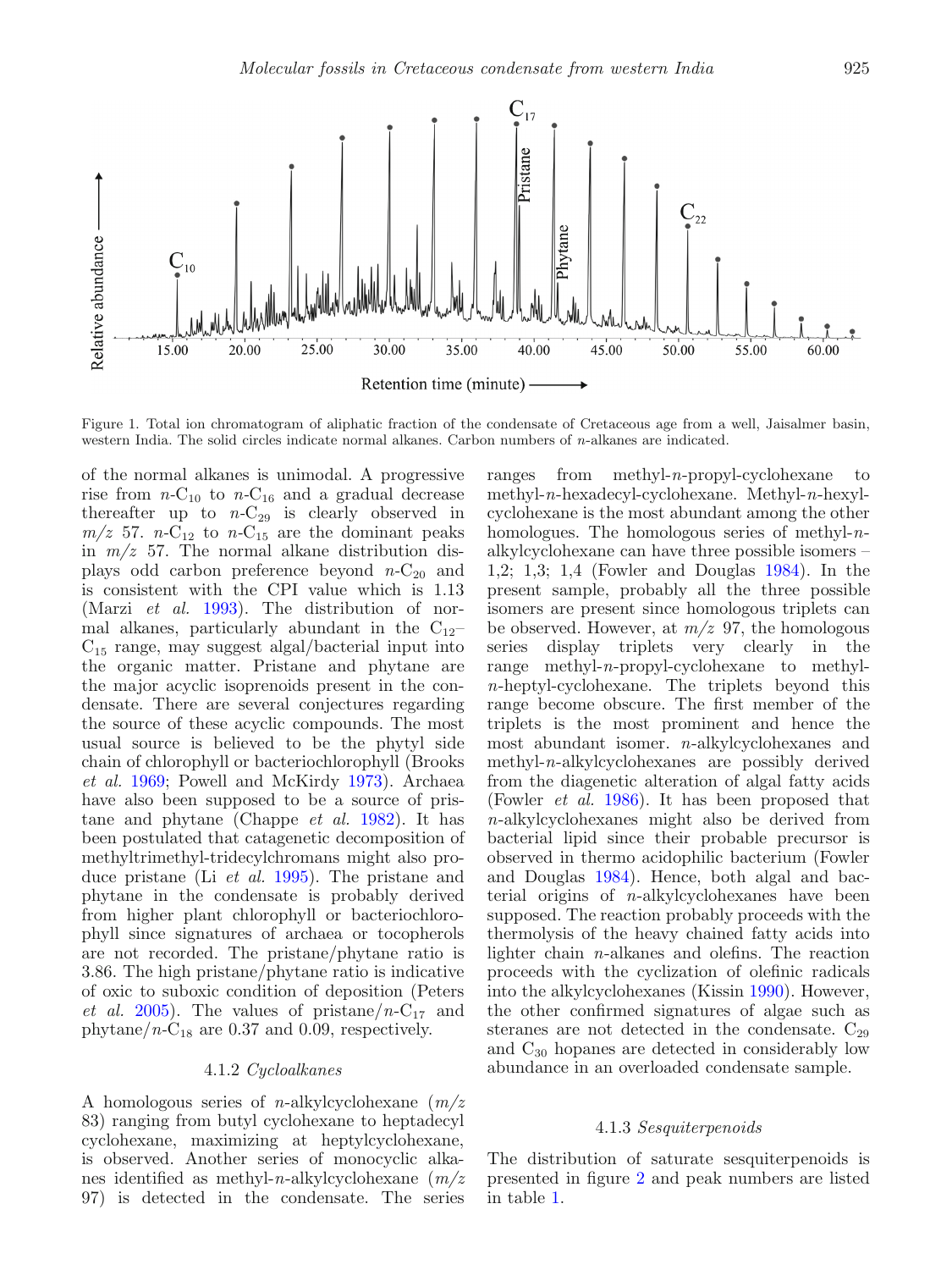C10

C17

Pristane

Phytane

C22

Relative abundance

15.00 20.00 25.00 30.00 35.00 40.00 45.00 50.00 55.00 60.00

Retention time (minute)

Figure 1. Total ion chromatogram of aliphatic fraction of the condensate of Cretaceous age from a well, Jaisalmer basin, western India. The solid circles indicate normal alkanes. Carbon numbers of *n*-alkanes are indicated.

of the normal alkanes is unimodal. A progressive rise from *n*-$C_{10}$ to *n*-$C_{16}$ and a gradual decrease thereafter up to *n*-$C_{29}$ is clearly observed in *m/z* 57. *n*-$C_{12}$ to *n*-$C_{15}$ are the dominant peaks in *m/z* 57. The normal alkane distribution displays odd carbon preference beyond *n*-$C_{20}$ and is consistent with the CPI value which is 1.13 (Marzi *et al.* 1993). The distribution of normal alkanes, particularly abundant in the $C_{12}$–$C_{15}$ range, may suggest algal/bacterial input into the organic matter. Pristane and phytane are the major acyclic isoprenoids present in the condensate. There are several conjectures regarding the source of these acyclic compounds. The most usual source is believed to be the phytyl side chain of chlorophyll or bacteriochlorophyll (Brooks *et al.* 1969; Powell and McKirdy 1973). Archaea have also been supposed to be a source of pristane and phytane (Chappe *et al.* 1982). It has been postulated that catagenetic decomposition of methyltrimethyl-tridecylchromans might also produce pristane (Li *et al.* 1995). The pristane and phytane in the condensate is probably derived from higher plant chlorophyll or bacteriochlorophyll since signatures of archaea or tocopherols are not recorded. The pristane/phytane ratio is 3.86. The high pristane/phytane ratio is indicative of oxic to suboxic condition of deposition (Peters *et al.* 2005). The values of pristane/*n*-$C_{17}$ and phytane/*n*-$C_{18}$ are 0.37 and 0.09, respectively.

#### 4.1.2 *Cycloalkanes*

A homologous series of *n*-alkylcyclohexane (*m/z* 83) ranging from butyl cyclohexane to heptadecyl cyclohexane, maximizing at heptylcyclohexane, is observed. Another series of monocyclic alkanes identified as methyl-*n*-alkylcyclohexane (*m/z* 97) is detected in the condensate. The series ranges from methyl-*n*-propyl-cyclohexane to methyl-*n*-hexadecyl-cyclohexane. Methyl-*n*-hexyl-cyclohexane is the most abundant among the other homologues. The homologous series of methyl-*n*-alkylcyclohexane can have three possible isomers – 1,2; 1,3; 1,4 (Fowler and Douglas 1984). In the present sample, probably all the three possible isomers are present since homologous triplets can be observed. However, at *m/z* 97, the homologous series display triplets very clearly in the range methyl-*n*-propyl-cyclohexane to methyl-*n*-heptyl-cyclohexane. The triplets beyond this range become obscure. The first member of the triplets is the most prominent and hence the most abundant isomer. *n*-alkylcyclohexanes and methyl-*n*-alkylcyclohexanes are possibly derived from the diagenetic alteration of algal fatty acids (Fowler *et al.* 1986). It has been proposed that *n*-alkylcyclohexanes might also be derived from bacterial lipid since their probable precursor is observed in thermo acidophilic bacterium (Fowler and Douglas 1984). Hence, both algal and bacterial origins of *n*-alkylcyclohexanes have been supposed. The reaction probably proceeds with the thermolysis of the heavy chained fatty acids into lighter chain *n*-alkanes and olefins. The reaction proceeds with the cyclization of olefinic radicals into the alkylcyclohexanes (Kissin 1990). However, the other confirmed signatures of algae such as steranes are not detected in the condensate. $C_{29}$ and $C_{30}$ hopanes are detected in considerably low abundance in an overloaded condensate sample.

#### 4.1.3 *Sesquiterpenoids*

The distribution of saturate sesquiterpenoids is presented in figure 2 and peak numbers are listed in table 1.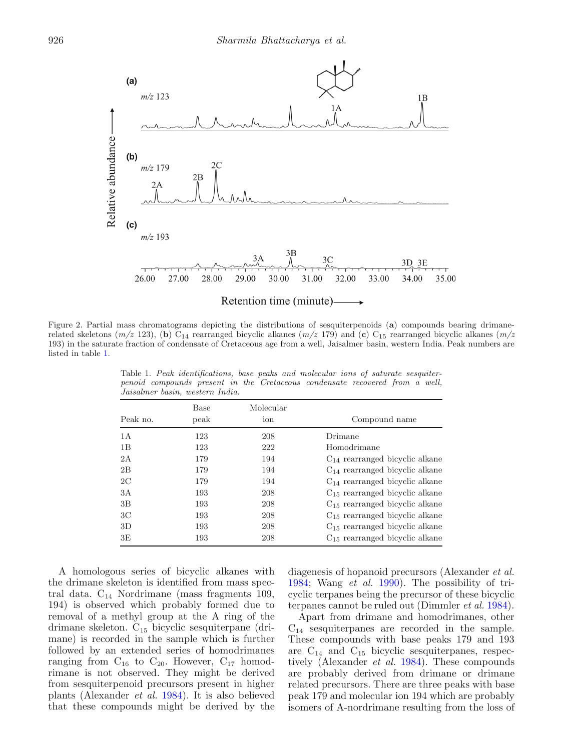(a)

m/z 123

1A

1B

(b)

m/z 179

2A

2B

2C

(c)

m/z 193

3A

3B

3C

3D 3E

Relative abundance

26.00 27.00 28.00 29.00 30.00 31.00 32.00 33.00 34.00 35.00

Retention time (minute)

Figure 2. Partial mass chromatograms depicting the distributions of sesquiterpenoids (**a**) compounds bearing drimane-related skeletons (*m/z* 123), (**b**) $C_{14}$ rearranged bicyclic alkanes (*m/z* 179) and (**c**) $C_{15}$ rearranged bicyclic alkanes (*m/z* 193) in the saturate fraction of condensate of Cretaceous age from a well, Jaisalmer basin, western India. Peak numbers are listed in table 1.

Table 1. *Peak identifications, base peaks and molecular ions of saturate sesquiterpenoid compounds present in the Cretaceous condensate recovered from a well, Jaisalmer basin, western India.*

| Peak no. | Base peak | Molecular ion | Compound name |
|---|---|---|---|
| 1A | 123 | 208 | Drimane |
| 1B | 123 | 222 | Homodrimane |
| 2A | 179 | 194 | $C_{14}$ rearranged bicyclic alkane |
| 2B | 179 | 194 | $C_{14}$ rearranged bicyclic alkane |
| 2C | 179 | 194 | $C_{14}$ rearranged bicyclic alkane |
| 3A | 193 | 208 | $C_{15}$ rearranged bicyclic alkane |
| 3B | 193 | 208 | $C_{15}$ rearranged bicyclic alkane |
| 3C | 193 | 208 | $C_{15}$ rearranged bicyclic alkane |
| 3D | 193 | 208 | $C_{15}$ rearranged bicyclic alkane |
| 3E | 193 | 208 | $C_{15}$ rearranged bicyclic alkane |

A homologous series of bicyclic alkanes with the drimane skeleton is identified from mass spectral data. $C_{14}$ Nordrimane (mass fragments 109, 194) is observed which probably formed due to removal of a methyl group at the A ring of the drimane skeleton. $C_{15}$ bicyclic sesquiterpane (drimane) is recorded in the sample which is further followed by an extended series of homodrimanes ranging from $C_{16}$ to $C_{20}$. However, $C_{17}$ homodrimane is not observed. They might be derived from sesquiterpenoid precursors present in higher plants (Alexander *et al.* 1984). It is also believed that these compounds might be derived by the diagenesis of hopanoid precursors (Alexander *et al.* 1984; Wang *et al.* 1990). The possibility of tricyclic terpanes being the precursor of these bicyclic terpanes cannot be ruled out (Dimmler *et al.* 1984).

Apart from drimane and homodrimanes, other $C_{14}$ sesquiterpanes are recorded in the sample. These compounds with base peaks 179 and 193 are $C_{14}$ and $C_{15}$ bicyclic sesquiterpanes, respectively (Alexander *et al.* 1984). These compounds are probably derived from drimane or drimane related precursors. There are three peaks with base peak 179 and molecular ion 194 which are probably isomers of A-nordrimane resulting from the loss of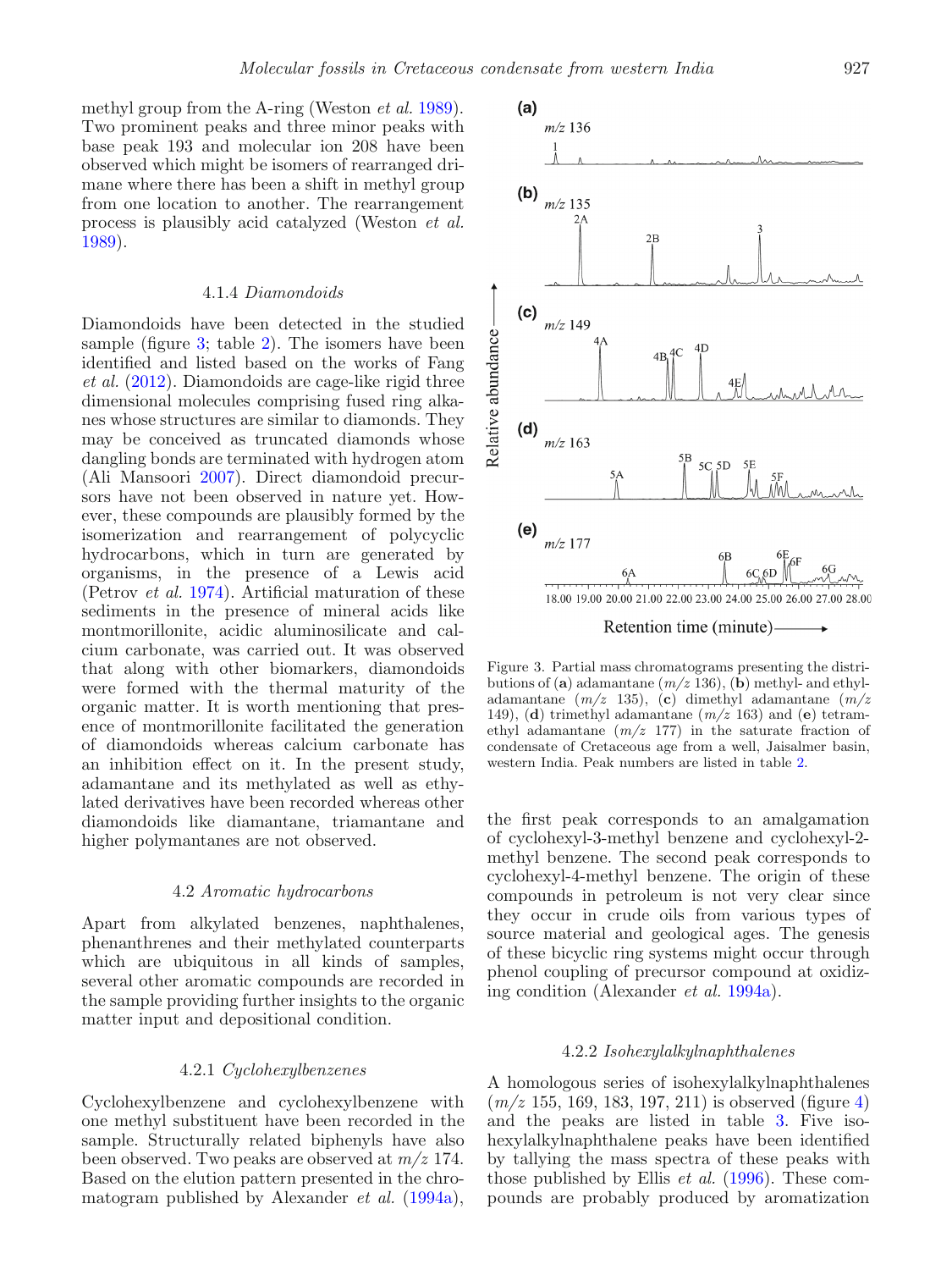methyl group from the A-ring (Weston *et al.* 1989). Two prominent peaks and three minor peaks with base peak 193 and molecular ion 208 have been observed which might be isomers of rearranged drimane where there has been a shift in methyl group from one location to another. The rearrangement process is plausibly acid catalyzed (Weston *et al.* 1989).

#### 4.1.4 *Diamondoids*

Diamondoids have been detected in the studied sample (figure 3; table 2). The isomers have been identified and listed based on the works of Fang *et al.* (2012). Diamondoids are cage-like rigid three dimensional molecules comprising fused ring alkanes whose structures are similar to diamonds. They may be conceived as truncated diamonds whose dangling bonds are terminated with hydrogen atom (Ali Mansoori 2007). Direct diamondoid precursors have not been observed in nature yet. However, these compounds are plausibly formed by the isomerization and rearrangement of polycyclic hydrocarbons, which in turn are generated by organisms, in the presence of a Lewis acid (Petrov *et al.* 1974). Artificial maturation of these sediments in the presence of mineral acids like montmorillonite, acidic aluminosilicate and calcium carbonate, was carried out. It was observed that along with other biomarkers, diamondoids were formed with the thermal maturity of the organic matter. It is worth mentioning that presence of montmorillonite facilitated the generation of diamondoids whereas calcium carbonate has an inhibition effect on it. In the present study, adamantane and its methylated as well as ethylated derivatives have been recorded whereas other diamondoids like diamantane, triamantane and higher polymantanes are not observed.

### 4.2 *Aromatic hydrocarbons*

Apart from alkylated benzenes, naphthalenes, phenanthrenes and their methylated counterparts which are ubiquitous in all kinds of samples, several other aromatic compounds are recorded in the sample providing further insights to the organic matter input and depositional condition.

#### 4.2.1 *Cyclohexylbenzenes*

Cyclohexylbenzene and cyclohexylbenzene with one methyl substituent have been recorded in the sample. Structurally related biphenyls have also been observed. Two peaks are observed at $m/z$ 174. Based on the elution pattern presented in the chromatogram published by Alexander *et al.* (1994a), the first peak corresponds to an amalgamation of cyclohexyl-3-methyl benzene and cyclohexyl-2-methyl benzene. The second peak corresponds to cyclohexyl-4-methyl benzene. The origin of these compounds in petroleum is not very clear since they occur in crude oils from various types of source material and geological ages. The genesis of these bicyclic ring systems might occur through phenol coupling of precursor compound at oxidizing condition (Alexander *et al.* 1994a).

(a) $m/z$ 136
1

(b) $m/z$ 135
2A 2B 3

(c) $m/z$ 149
4A 4B 4C 4D 4E

(d) $m/z$ 163
5A 5B 5C 5D 5E 5F

(e) $m/z$ 177
6A 6B 6C 6D 6E 6F 6G

Relative abundance

18.00 19.00 20.00 21.00 22.00 23.00 24.00 25.00 26.00 27.00 28.00

Retention time (minute)

Figure 3. Partial mass chromatograms presenting the distributions of (**a**) adamantane ($m/z$ 136), (**b**) methyl- and ethyl-adamantane ($m/z$ 135), (**c**) dimethyl adamantane ($m/z$ 149), (**d**) trimethyl adamantane ($m/z$ 163) and (**e**) tetramethyl adamantane ($m/z$ 177) in the saturate fraction of condensate of Cretaceous age from a well, Jaisalmer basin, western India. Peak numbers are listed in table 2.

#### 4.2.2 *Isohexylalkylnaphthalenes*

A homologous series of isohexylalkylnaphthalenes ($m/z$ 155, 169, 183, 197, 211) is observed (figure 4) and the peaks are listed in table 3. Five isohexylalkylnaphthalene peaks have been identified by tallying the mass spectra of these peaks with those published by Ellis *et al.* (1996). These compounds are probably produced by aromatization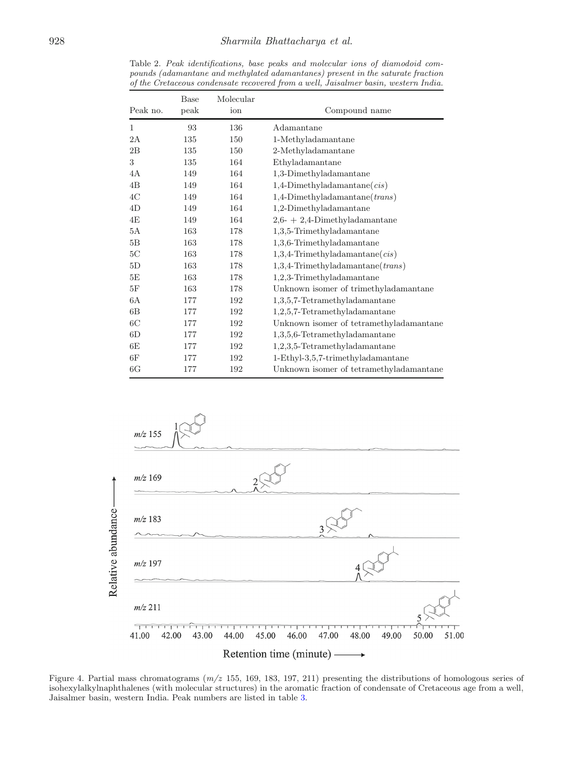Table 2. *Peak identifications, base peaks and molecular ions of diamodoid compounds (adamantane and methylated adamantanes) present in the saturate fraction of the Cretaceous condensate recovered from a well, Jaisalmer basin, western India.*

| Peak no. | Base peak | Molecular ion | Compound name |
|---|---|---|---|
| 1 | 93 | 136 | Adamantane |
| 2A | 135 | 150 | 1-Methyladamantane |
| 2B | 135 | 150 | 2-Methyladamantane |
| 3 | 135 | 164 | Ethyladamantane |
| 4A | 149 | 164 | 1,3-Dimethyladamantane |
| 4B | 149 | 164 | 1,4-Dimethyladamantane(*cis*) |
| 4C | 149 | 164 | 1,4-Dimethyladamantane(*trans*) |
| 4D | 149 | 164 | 1,2-Dimethyladamantane |
| 4E | 149 | 164 | 2,6- + 2,4-Dimethyladamantane |
| 5A | 163 | 178 | 1,3,5-Trimethyladamantane |
| 5B | 163 | 178 | 1,3,6-Trimethyladamantane |
| 5C | 163 | 178 | 1,3,4-Trimethyladamantane(*cis*) |
| 5D | 163 | 178 | 1,3,4-Trimethyladamantane(*trans*) |
| 5E | 163 | 178 | 1,2,3-Trimethyladamantane |
| 5F | 163 | 178 | Unknown isomer of trimethyladamantane |
| 6A | 177 | 192 | 1,3,5,7-Tetramethyladamantane |
| 6B | 177 | 192 | 1,2,5,7-Tetramethyladamantane |
| 6C | 177 | 192 | Unknown isomer of tetramethyladamantane |
| 6D | 177 | 192 | 1,3,5,6-Tetramethyladamantane |
| 6E | 177 | 192 | 1,2,3,5-Tetramethyladamantane |
| 6F | 177 | 192 | 1-Ethyl-3,5,7-trimethyladamantane |
| 6G | 177 | 192 | Unknown isomer of tetramethyladamantane |

m/z 155
1
m/z 169
2
m/z 183
3
m/z 197
4
m/z 211
5
Relative abundance
41.00 42.00 43.00 44.00 45.00 46.00 47.00 48.00 49.00 50.00 51.00
Retention time (minute)

Figure 4. Partial mass chromatograms (*m/z* 155, 169, 183, 197, 211) presenting the distributions of homologous series of isohexylalkylnaphthalenes (with molecular structures) in the aromatic fraction of condensate of Cretaceous age from a well, Jaisalmer basin, western India. Peak numbers are listed in table 3.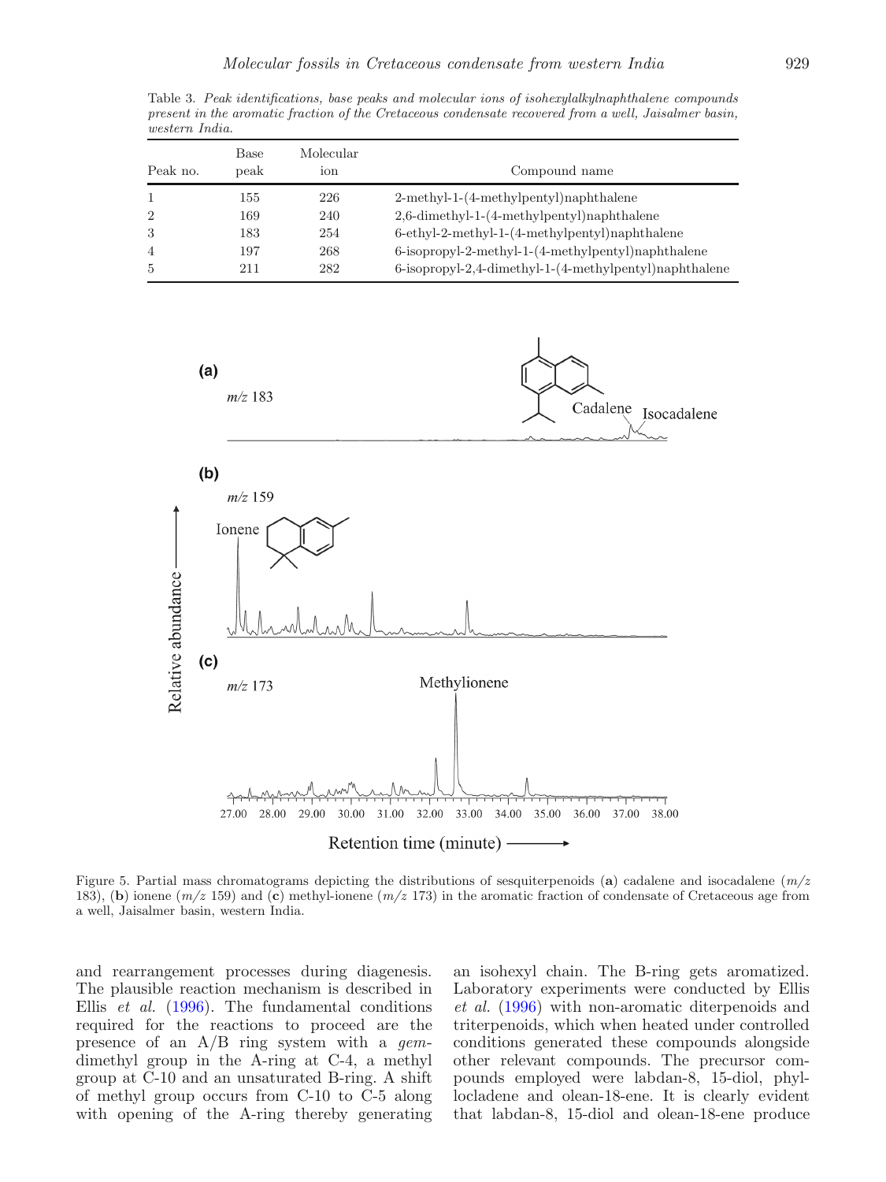Table 3. *Peak identifications, base peaks and molecular ions of isohexylalkylnaphthalene compounds present in the aromatic fraction of the Cretaceous condensate recovered from a well, Jaisalmer basin, western India.*

| Peak no. | Base peak | Molecular ion | Compound name |
|---|---|---|---|
| 1 | 155 | 226 | 2-methyl-1-(4-methylpentyl)naphthalene |
| 2 | 169 | 240 | 2,6-dimethyl-1-(4-methylpentyl)naphthalene |
| 3 | 183 | 254 | 6-ethyl-2-methyl-1-(4-methylpentyl)naphthalene |
| 4 | 197 | 268 | 6-isopropyl-2-methyl-1-(4-methylpentyl)naphthalene |
| 5 | 211 | 282 | 6-isopropyl-2,4-dimethyl-1-(4-methylpentyl)naphthalene |

(a)
m/z 183
Cadalene
Isocadalene

(b)
m/z 159
Ionene

(c)
m/z 173
Methylionene

Relative abundance

27.00 28.00 29.00 30.00 31.00 32.00 33.00 34.00 35.00 36.00 37.00 38.00

Retention time (minute)

Figure 5. Partial mass chromatograms depicting the distributions of sesquiterpenoids (**a**) cadalene and isocadalene (*m/z* 183), (**b**) ionene (*m/z* 159) and (**c**) methyl-ionene (*m/z* 173) in the aromatic fraction of condensate of Cretaceous age from a well, Jaisalmer basin, western India.

and rearrangement processes during diagenesis. The plausible reaction mechanism is described in Ellis *et al.* (1996). The fundamental conditions required for the reactions to proceed are the presence of an A/B ring system with a *gem*-dimethyl group in the A-ring at C-4, a methyl group at C-10 and an unsaturated B-ring. A shift of methyl group occurs from C-10 to C-5 along with opening of the A-ring thereby generating an isohexyl chain. The B-ring gets aromatized. Laboratory experiments were conducted by Ellis *et al.* (1996) with non-aromatic diterpenoids and triterpenoids, which when heated under controlled conditions generated these compounds alongside other relevant compounds. The precursor compounds employed were labdan-8, 15-diol, phyllocladene and olean-18-ene. It is clearly evident that labdan-8, 15-diol and olean-18-ene produce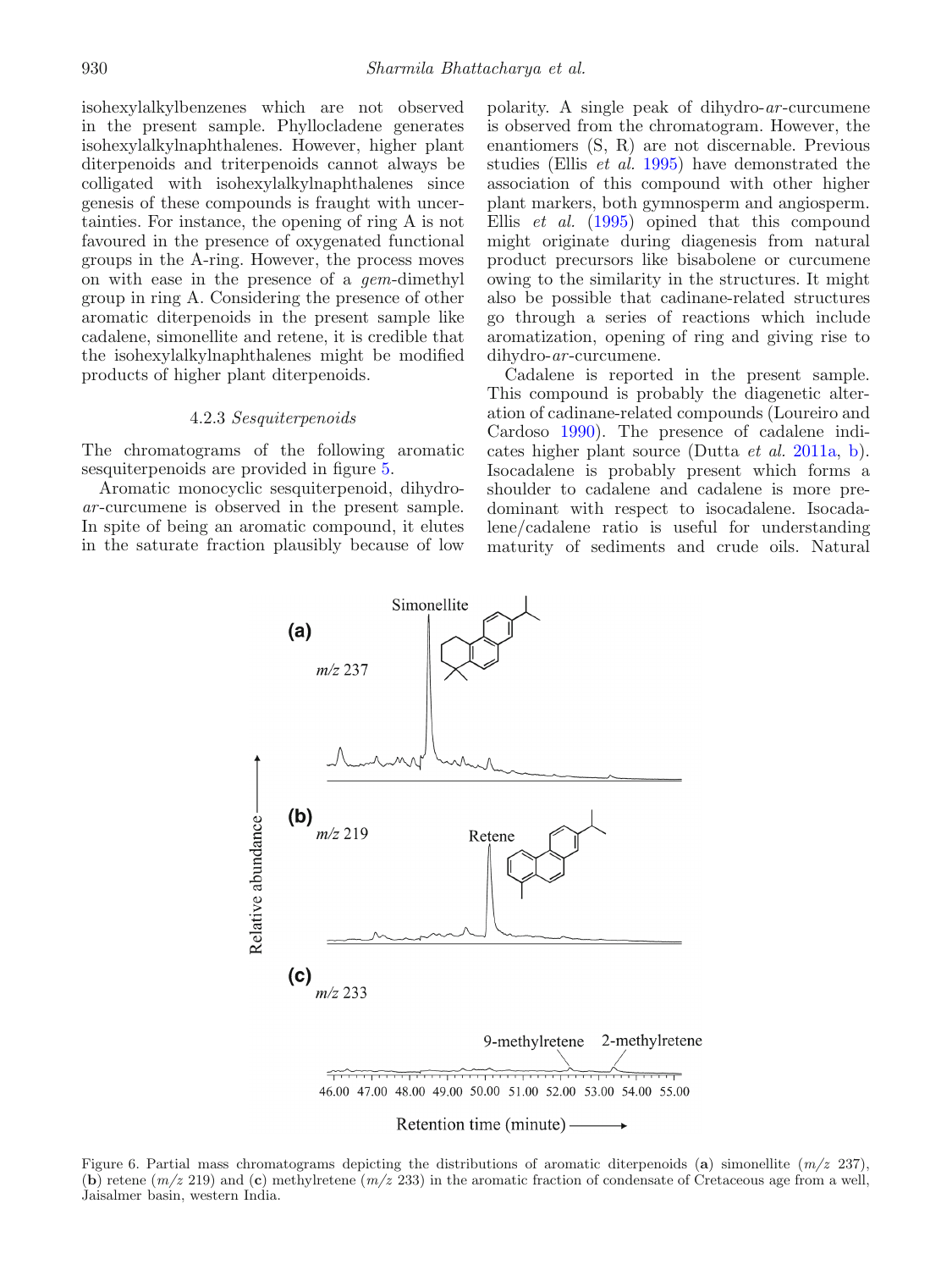isohexylalkylbenzenes which are not observed in the present sample. Phyllocladene generates isohexylalkylnaphthalenes. However, higher plant diterpenoids and triterpenoids cannot always be colligated with isohexylalkylnaphthalenes since genesis of these compounds is fraught with uncertainties. For instance, the opening of ring A is not favoured in the presence of oxygenated functional groups in the A-ring. However, the process moves on with ease in the presence of a *gem*-dimethyl group in ring A. Considering the presence of other aromatic diterpenoids in the present sample like cadalene, simonellite and retene, it is credible that the isohexylalkylnaphthalenes might be modified products of higher plant diterpenoids.

#### 4.2.3 *Sesquiterpenoids*

The chromatograms of the following aromatic sesquiterpenoids are provided in figure 5.

Aromatic monocyclic sesquiterpenoid, dihydro-*ar*-curcumene is observed in the present sample. In spite of being an aromatic compound, it elutes in the saturate fraction plausibly because of low polarity. A single peak of dihydro-*ar*-curcumene is observed from the chromatogram. However, the enantiomers (S, R) are not discernable. Previous studies (Ellis *et al.* 1995) have demonstrated the association of this compound with other higher plant markers, both gymnosperm and angiosperm. Ellis *et al.* (1995) opined that this compound might originate during diagenesis from natural product precursors like bisabolene or curcumene owing to the similarity in the structures. It might also be possible that cadinane-related structures go through a series of reactions which include aromatization, opening of ring and giving rise to dihydro-*ar*-curcumene.

Cadalene is reported in the present sample. This compound is probably the diagenetic alteration of cadinane-related compounds (Loureiro and Cardoso 1990). The presence of cadalene indicates higher plant source (Dutta *et al.* 2011a, b). Isocadalene is probably present which forms a shoulder to cadalene and cadalene is more predominant with respect to isocadalene. Isocadalene/cadalene ratio is useful for understanding maturity of sediments and crude oils. Natural

(a) $m/z$ 237
Simonellite

(b) $m/z$ 219
Retene

(c) $m/z$ 233
9-methylretene
2-methylretene

Relative abundance

46.00 47.00 48.00 49.00 50.00 51.00 52.00 53.00 54.00 55.00

Retention time (minute)

Figure 6. Partial mass chromatograms depicting the distributions of aromatic diterpenoids (**a**) simonellite ($m/z$ 237), (**b**) retene ($m/z$ 219) and (**c**) methylretene ($m/z$ 233) in the aromatic fraction of condensate of Cretaceous age from a well, Jaisalmer basin, western India.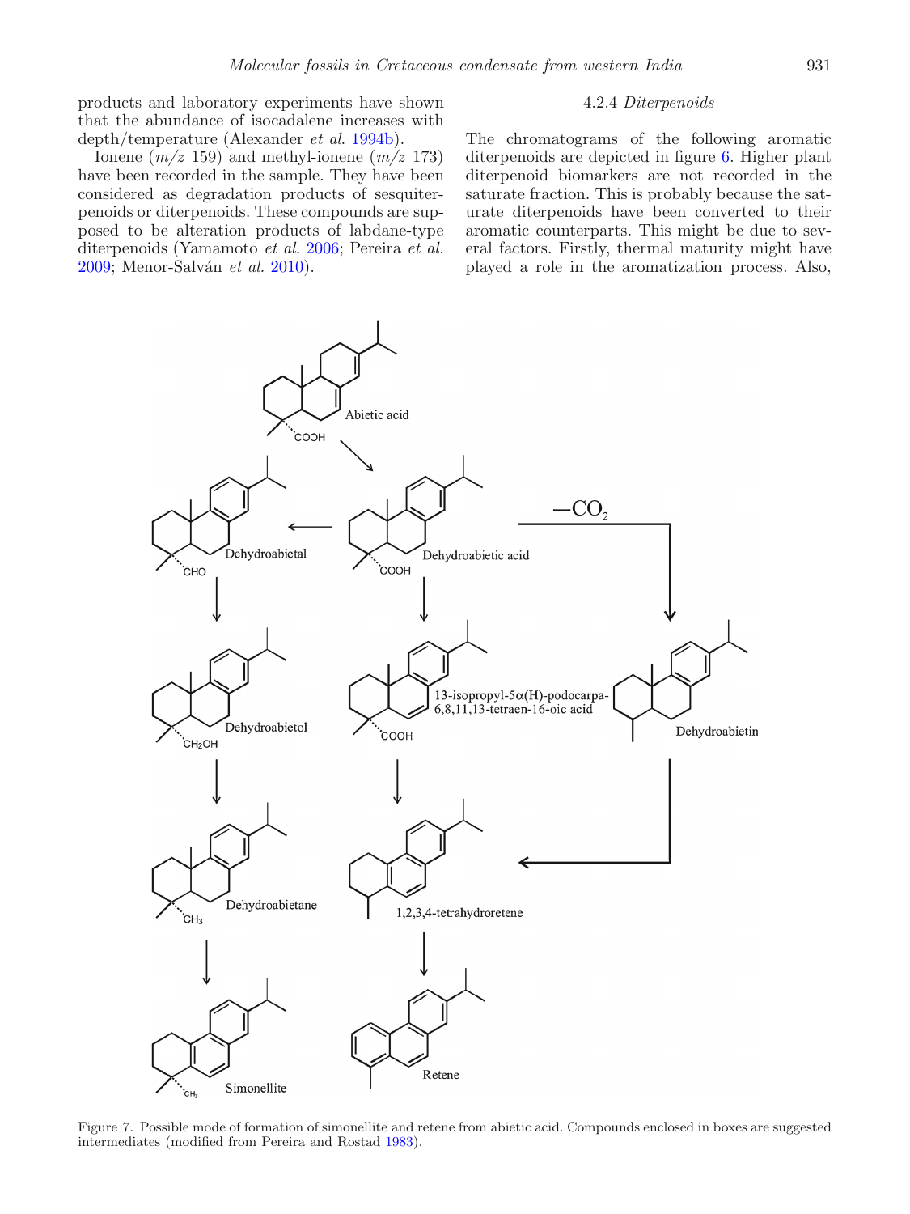products and laboratory experiments have shown that the abundance of isocadalene increases with depth/temperature (Alexander *et al.* 1994b).

Ionene ($m/z$ 159) and methyl-ionene ($m/z$ 173) have been recorded in the sample. They have been considered as degradation products of sesquiterpenoids or diterpenoids. These compounds are supposed to be alteration products of labdane-type diterpenoids (Yamamoto *et al.* 2006; Pereira *et al.* 2009; Menor-Salván *et al.* 2010).

#### 4.2.4 *Diterpenoids*

The chromatograms of the following aromatic diterpenoids are depicted in figure 6. Higher plant diterpenoid biomarkers are not recorded in the saturate fraction. This is probably because the saturate diterpenoids have been converted to their aromatic counterparts. This might be due to several factors. Firstly, thermal maturity might have played a role in the aromatization process. Also,

Abietic acid

COOH

$-CO_2$

Dehydroabietal

CHO

Dehydroabietic acid

COOH

Dehydroabietol

$CH_2OH$

13-isopropyl-5α(H)-podocarpa-6,8,11,13-tetraen-16-oic acid

COOH

Dehydroabietin

Dehydroabietane

$CH_3$

1,2,3,4-tetrahydroretene

Simonellite

$CH_3$

Retene

Figure 7. Possible mode of formation of simonellite and retene from abietic acid. Compounds enclosed in boxes are suggested intermediates (modified from Pereira and Rostad 1983).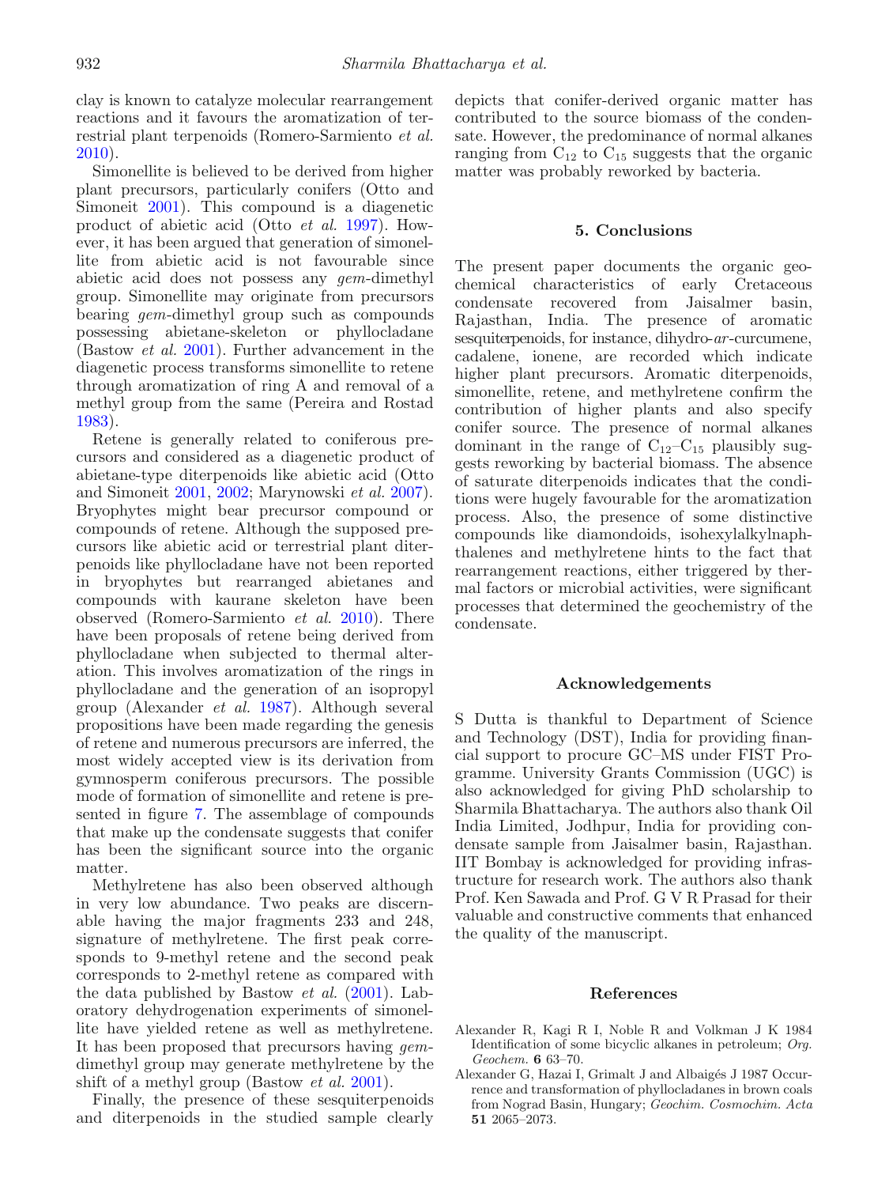clay is known to catalyze molecular rearrangement reactions and it favours the aromatization of terrestrial plant terpenoids (Romero-Sarmiento *et al.* 2010).

Simonellite is believed to be derived from higher plant precursors, particularly conifers (Otto and Simoneit 2001). This compound is a diagenetic product of abietic acid (Otto *et al.* 1997). However, it has been argued that generation of simonellite from abietic acid is not favourable since abietic acid does not possess any *gem*-dimethyl group. Simonellite may originate from precursors bearing *gem*-dimethyl group such as compounds possessing abietane-skeleton or phyllocladane (Bastow *et al.* 2001). Further advancement in the diagenetic process transforms simonellite to retene through aromatization of ring A and removal of a methyl group from the same (Pereira and Rostad 1983).

Retene is generally related to coniferous precursors and considered as a diagenetic product of abietane-type diterpenoids like abietic acid (Otto and Simoneit 2001, 2002; Marynowski *et al.* 2007). Bryophytes might bear precursor compound or compounds of retene. Although the supposed precursors like abietic acid or terrestrial plant diterpenoids like phyllocladane have not been reported in bryophytes but rearranged abietanes and compounds with kaurane skeleton have been observed (Romero-Sarmiento *et al.* 2010). There have been proposals of retene being derived from phyllocladane when subjected to thermal alteration. This involves aromatization of the rings in phyllocladane and the generation of an isopropyl group (Alexander *et al.* 1987). Although several propositions have been made regarding the genesis of retene and numerous precursors are inferred, the most widely accepted view is its derivation from gymnosperm coniferous precursors. The possible mode of formation of simonellite and retene is presented in figure 7. The assemblage of compounds that make up the condensate suggests that conifer has been the significant source into the organic matter.

Methylretene has also been observed although in very low abundance. Two peaks are discernable having the major fragments 233 and 248, signature of methylretene. The first peak corresponds to 9-methyl retene and the second peak corresponds to 2-methyl retene as compared with the data published by Bastow *et al.* (2001). Laboratory dehydrogenation experiments of simonellite have yielded retene as well as methylretene. It has been proposed that precursors having *gem*-dimethyl group may generate methylretene by the shift of a methyl group (Bastow *et al.* 2001).

Finally, the presence of these sesquiterpenoids and diterpenoids in the studied sample clearly depicts that conifer-derived organic matter has contributed to the source biomass of the condensate. However, the predominance of normal alkanes ranging from $C_{12}$ to $C_{15}$ suggests that the organic matter was probably reworked by bacteria.

## 5. Conclusions

The present paper documents the organic geochemical characteristics of early Cretaceous condensate recovered from Jaisalmer basin, Rajasthan, India. The presence of aromatic sesquiterpenoids, for instance, dihydro-*ar*-curcumene, cadalene, ionene, are recorded which indicate higher plant precursors. Aromatic diterpenoids, simonellite, retene, and methylretene confirm the contribution of higher plants and also specify conifer source. The presence of normal alkanes dominant in the range of $C_{12}$–$C_{15}$ plausibly suggests reworking by bacterial biomass. The absence of saturate diterpenoids indicates that the conditions were hugely favourable for the aromatization process. Also, the presence of some distinctive compounds like diamondoids, isohexylalkylnaphthalenes and methylretene hints to the fact that rearrangement reactions, either triggered by thermal factors or microbial activities, were significant processes that determined the geochemistry of the condensate.

## Acknowledgements

S Dutta is thankful to Department of Science and Technology (DST), India for providing financial support to procure GC–MS under FIST Programme. University Grants Commission (UGC) is also acknowledged for giving PhD scholarship to Sharmila Bhattacharya. The authors also thank Oil India Limited, Jodhpur, India for providing condensate sample from Jaisalmer basin, Rajasthan. IIT Bombay is acknowledged for providing infrastructure for research work. The authors also thank Prof. Ken Sawada and Prof. G V R Prasad for their valuable and constructive comments that enhanced the quality of the manuscript.

## References

Alexander R, Kagi R I, Noble R and Volkman J K 1984 Identification of some bicyclic alkanes in petroleum; *Org. Geochem.* **6** 63–70.

Alexander G, Hazai I, Grimalt J and Albaigés J 1987 Occurrence and transformation of phyllocladanes in brown coals from Nograd Basin, Hungary; *Geochim. Cosmochim. Acta* **51** 2065–2073.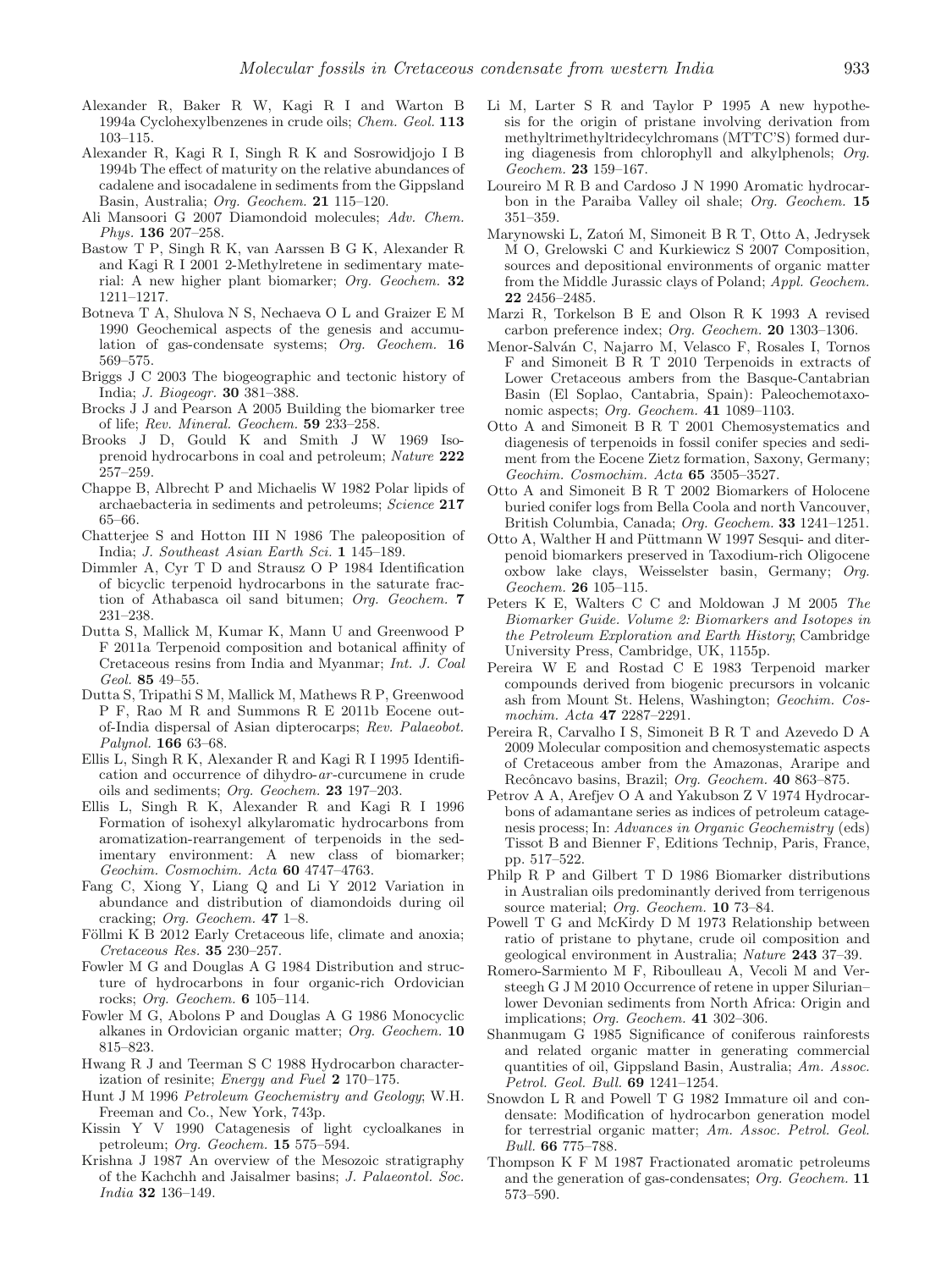Alexander R, Baker R W, Kagi R I and Warton B 1994a Cyclohexylbenzenes in crude oils; *Chem. Geol.* **113** 103–115.

Alexander R, Kagi R I, Singh R K and Sosrowidjojo I B 1994b The effect of maturity on the relative abundances of cadalene and isocadalene in sediments from the Gippsland Basin, Australia; *Org. Geochem.* **21** 115–120.

Ali Mansoori G 2007 Diamondoid molecules; *Adv. Chem. Phys.* **136** 207–258.

Bastow T P, Singh R K, van Aarssen B G K, Alexander R and Kagi R I 2001 2-Methylretene in sedimentary material: A new higher plant biomarker; *Org. Geochem.* **32** 1211–1217.

Botneva T A, Shulova N S, Nechaeva O L and Graizer E M 1990 Geochemical aspects of the genesis and accumulation of gas-condensate systems; *Org. Geochem.* **16** 569–575.

Briggs J C 2003 The biogeographic and tectonic history of India; *J. Biogeogr.* **30** 381–388.

Brocks J J and Pearson A 2005 Building the biomarker tree of life; *Rev. Mineral. Geochem.* **59** 233–258.

Brooks J D, Gould K and Smith J W 1969 Isoprenoid hydrocarbons in coal and petroleum; *Nature* **222** 257–259.

Chappe B, Albrecht P and Michaelis W 1982 Polar lipids of archaebacteria in sediments and petroleums; *Science* **217** 65–66.

Chatterjee S and Hotton III N 1986 The paleoposition of India; *J. Southeast Asian Earth Sci.* **1** 145–189.

Dimmler A, Cyr T D and Strausz O P 1984 Identification of bicyclic terpenoid hydrocarbons in the saturate fraction of Athabasca oil sand bitumen; *Org. Geochem.* **7** 231–238.

Dutta S, Mallick M, Kumar K, Mann U and Greenwood P F 2011a Terpenoid composition and botanical affinity of Cretaceous resins from India and Myanmar; *Int. J. Coal Geol.* **85** 49–55.

Dutta S, Tripathi S M, Mallick M, Mathews R P, Greenwood P F, Rao M R and Summons R E 2011b Eocene out-of-India dispersal of Asian dipterocarps; *Rev. Palaeobot. Palynol.* **166** 63–68.

Ellis L, Singh R K, Alexander R and Kagi R I 1995 Identification and occurrence of dihydro-*ar*-curcumene in crude oils and sediments; *Org. Geochem.* **23** 197–203.

Ellis L, Singh R K, Alexander R and Kagi R I 1996 Formation of isohexyl alkylaromatic hydrocarbons from aromatization-rearrangement of terpenoids in the sedimentary environment: A new class of biomarker; *Geochim. Cosmochim. Acta* **60** 4747–4763.

Fang C, Xiong Y, Liang Q and Li Y 2012 Variation in abundance and distribution of diamondoids during oil cracking; *Org. Geochem.* **47** 1–8.

Föllmi K B 2012 Early Cretaceous life, climate and anoxia; *Cretaceous Res.* **35** 230–257.

Fowler M G and Douglas A G 1984 Distribution and structure of hydrocarbons in four organic-rich Ordovician rocks; *Org. Geochem.* **6** 105–114.

Fowler M G, Abolons P and Douglas A G 1986 Monocyclic alkanes in Ordovician organic matter; *Org. Geochem.* **10** 815–823.

Hwang R J and Teerman S C 1988 Hydrocarbon characterization of resinite; *Energy and Fuel* **2** 170–175.

Hunt J M 1996 *Petroleum Geochemistry and Geology*; W.H. Freeman and Co., New York, 743p.

Kissin Y V 1990 Catagenesis of light cycloalkanes in petroleum; *Org. Geochem.* **15** 575–594.

Krishna J 1987 An overview of the Mesozoic stratigraphy of the Kachchh and Jaisalmer basins; *J. Palaeontol. Soc. India* **32** 136–149.

Li M, Larter S R and Taylor P 1995 A new hypothesis for the origin of pristane involving derivation from methyltrimethyltridecylchromans (MTTC'S) formed during diagenesis from chlorophyll and alkylphenols; *Org. Geochem.* **23** 159–167.

Loureiro M R B and Cardoso J N 1990 Aromatic hydrocarbon in the Paraiba Valley oil shale; *Org. Geochem.* **15** 351–359.

Marynowski L, Zatoń M, Simoneit B R T, Otto A, Jedrysek M O, Grelowski C and Kurkiewicz S 2007 Composition, sources and depositional environments of organic matter from the Middle Jurassic clays of Poland; *Appl. Geochem.* **22** 2456–2485.

Marzi R, Torkelson B E and Olson R K 1993 A revised carbon preference index; *Org. Geochem.* **20** 1303–1306.

Menor-Salván C, Najarro M, Velasco F, Rosales I, Tornos F and Simoneit B R T 2010 Terpenoids in extracts of Lower Cretaceous ambers from the Basque-Cantabrian Basin (El Soplao, Cantabria, Spain): Paleochemotaxonomic aspects; *Org. Geochem.* **41** 1089–1103.

Otto A and Simoneit B R T 2001 Chemosystematics and diagenesis of terpenoids in fossil conifer species and sediment from the Eocene Zietz formation, Saxony, Germany; *Geochim. Cosmochim. Acta* **65** 3505–3527.

Otto A and Simoneit B R T 2002 Biomarkers of Holocene buried conifer logs from Bella Coola and north Vancouver, British Columbia, Canada; *Org. Geochem.* **33** 1241–1251.

Otto A, Walther H and Püttmann W 1997 Sesqui- and diterpenoid biomarkers preserved in Taxodium-rich Oligocene oxbow lake clays, Weisselster basin, Germany; *Org. Geochem.* **26** 105–115.

Peters K E, Walters C C and Moldowan J M 2005 *The Biomarker Guide. Volume 2: Biomarkers and Isotopes in the Petroleum Exploration and Earth History*; Cambridge University Press, Cambridge, UK, 1155p.

Pereira W E and Rostad C E 1983 Terpenoid marker compounds derived from biogenic precursors in volcanic ash from Mount St. Helens, Washington; *Geochim. Cosmochim. Acta* **47** 2287–2291.

Pereira R, Carvalho I S, Simoneit B R T and Azevedo D A 2009 Molecular composition and chemosystematic aspects of Cretaceous amber from the Amazonas, Araripe and Recôncavo basins, Brazil; *Org. Geochem.* **40** 863–875.

Petrov A A, Arefjev O A and Yakubson Z V 1974 Hydrocarbons of adamantane series as indices of petroleum catagenesis process; In: *Advances in Organic Geochemistry* (eds) Tissot B and Bienner F, Editions Technip, Paris, France, pp. 517–522.

Philp R P and Gilbert T D 1986 Biomarker distributions in Australian oils predominantly derived from terrigenous source material; *Org. Geochem.* **10** 73–84.

Powell T G and McKirdy D M 1973 Relationship between ratio of pristane to phytane, crude oil composition and geological environment in Australia; *Nature* **243** 37–39.

Romero-Sarmiento M F, Riboulleau A, Vecoli M and Versteegh G J M 2010 Occurrence of retene in upper Silurian–lower Devonian sediments from North Africa: Origin and implications; *Org. Geochem.* **41** 302–306.

Shanmugam G 1985 Significance of coniferous rainforests and related organic matter in generating commercial quantities of oil, Gippsland Basin, Australia; *Am. Assoc. Petrol. Geol. Bull.* **69** 1241–1254.

Snowdon L R and Powell T G 1982 Immature oil and condensate: Modification of hydrocarbon generation model for terrestrial organic matter; *Am. Assoc. Petrol. Geol. Bull.* **66** 775–788.

Thompson K F M 1987 Fractionated aromatic petroleums and the generation of gas-condensates; *Org. Geochem.* **11** 573–590.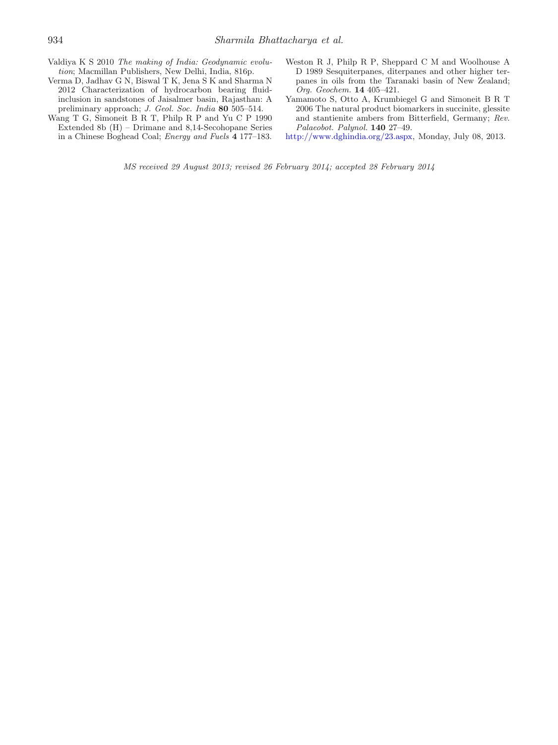Valdiya K S 2010 *The making of India: Geodynamic evolution*; Macmillan Publishers, New Delhi, India, 816p.

Verma D, Jadhav G N, Biswal T K, Jena S K and Sharma N 2012 Characterization of hydrocarbon bearing fluid-inclusion in sandstones of Jaisalmer basin, Rajasthan: A preliminary approach; *J. Geol. Soc. India* **80** 505–514.

Wang T G, Simoneit B R T, Philp R P and Yu C P 1990 Extended 8b (H) – Drimane and 8,14-Secohopane Series in a Chinese Boghead Coal; *Energy and Fuels* **4** 177–183.

Weston R J, Philp R P, Sheppard C M and Woolhouse A D 1989 Sesquiterpanes, diterpanes and other higher terpanes in oils from the Taranaki basin of New Zealand; *Org. Geochem.* **14** 405–421.

Yamamoto S, Otto A, Krumbiegel G and Simoneit B R T 2006 The natural product biomarkers in succinite, glessite and stantienite ambers from Bitterfield, Germany; *Rev. Palaeobot. Palynol.* **140** 27–49.

http://www.dghindia.org/23.aspx, Monday, July 08, 2013.

*MS received 29 August 2013; revised 26 February 2014; accepted 28 February 2014*